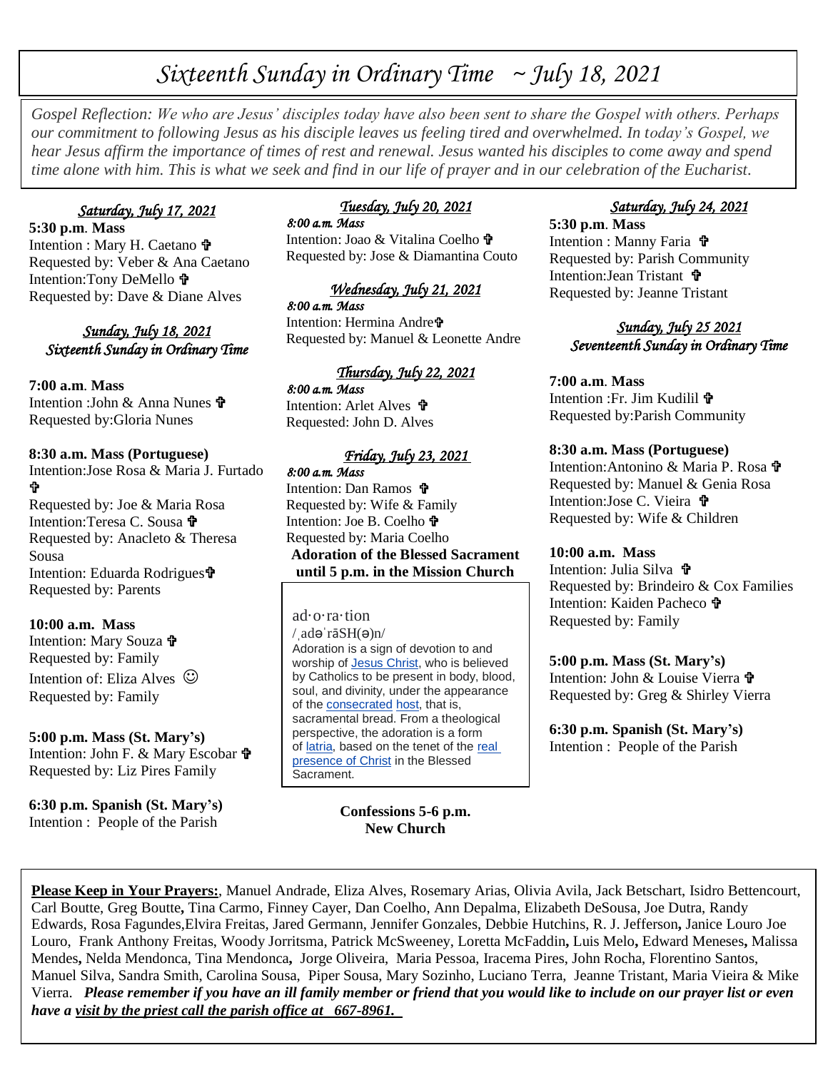# *Sixteenth Sunday in Ordinary Time ~ July 18, 2021*

*Gospel Reflection: We who are Jesus' disciples today have also been sent to share the Gospel with others. Perhaps our commitment to following Jesus as his disciple leaves us feeling tired and overwhelmed. In today's Gospel, we hear Jesus affirm the importance of times of rest and renewal. Jesus wanted his disciples to come away and spend time alone with him. This is what we seek and find in our life of prayer and in our celebration of the Eucharist.*

### *Saturday, July 17, 2021*

**5:30 p.m. Mass**
Intention : Mary H. Caetano ✞
Requested by: Veber & Ana Caetano
Intention:Tony DeMello ✞
Requested by: Dave & Diane Alves

### *Sunday, July 18, 2021*
### *Sixteenth Sunday in Ordinary Time*

**7:00 a.m. Mass**
Intention :John & Anna Nunes ✞
Requested by:Gloria Nunes

**8:30 a.m. Mass (Portuguese)**
Intention:Jose Rosa & Maria J. Furtado ✞
Requested by: Joe & Maria Rosa
Intention:Teresa C. Sousa ✞
Requested by: Anacleto & Theresa Sousa
Intention: Eduarda Rodrigues✞
Requested by: Parents

**10:00 a.m. Mass**
Intention: Mary Souza ✞
Requested by: Family
Intention of: Eliza Alves ☺
Requested by: Family

**5:00 p.m. Mass (St. Mary's)**
Intention: John F. & Mary Escobar ✞
Requested by: Liz Pires Family

**6:30 p.m. Spanish (St. Mary's)**
Intention : People of the Parish

### *Tuesday, July 20, 2021*

*8:00 a.m. Mass*
Intention: Joao & Vitalina Coelho ✞
Requested by: Jose & Diamantina Couto

### *Wednesday, July 21, 2021*

*8:00 a.m. Mass*
Intention: Hermina Andre✞
Requested by: Manuel & Leonette Andre

### *Thursday, July 22, 2021*

*8:00 a.m. Mass*
Intention: Arlet Alves ✞
Requested: John D. Alves

### *Friday, July 23, 2021*

*8:00 a.m. Mass*
Intention: Dan Ramos ✞
Requested by: Wife & Family
Intention: Joe B. Coelho ✞
Requested by: Maria Coelho

**Adoration of the Blessed Sacrament until 5 p.m. in the Mission Church**

ad·o·ra·tion
/ˌadəˈrāSH(ə)n/
Adoration is a sign of devotion to and worship of Jesus Christ, who is believed by Catholics to be present in body, blood, soul, and divinity, under the appearance of the consecrated host, that is, sacramental bread. From a theological perspective, the adoration is a form of latria, based on the tenet of the real presence of Christ in the Blessed Sacrament.

**Confessions 5-6 p.m.**
**New Church**

### *Saturday, July 24, 2021*

**5:30 p.m. Mass**
Intention : Manny Faria ✞
Requested by: Parish Community
Intention:Jean Tristant ✞
Requested by: Jeanne Tristant

### *Sunday, July 25 2021*
### *Seventeenth Sunday in Ordinary Time*

**7:00 a.m. Mass**
Intention :Fr. Jim Kudilil ✞
Requested by:Parish Community

**8:30 a.m. Mass (Portuguese)**
Intention:Antonino & Maria P. Rosa ✞
Requested by: Manuel & Genia Rosa
Intention:Jose C. Vieira ✞
Requested by: Wife & Children

**10:00 a.m. Mass**
Intention: Julia Silva ✞
Requested by: Brindeiro & Cox Families
Intention: Kaiden Pacheco ✞
Requested by: Family

**5:00 p.m. Mass (St. Mary's)**
Intention: John & Louise Vierra ✞
Requested by: Greg & Shirley Vierra

**6:30 p.m. Spanish (St. Mary's)**
Intention : People of the Parish

**Please Keep in Your Prayers:**, Manuel Andrade, Eliza Alves, Rosemary Arias, Olivia Avila, Jack Betschart, Isidro Bettencourt, Carl Boutte, Greg Boutte**,** Tina Carmo, Finney Cayer, Dan Coelho, Ann Depalma, Elizabeth DeSousa, Joe Dutra, Randy Edwards, Rosa Fagundes,Elvira Freitas, Jared Germann, Jennifer Gonzales, Debbie Hutchins, R. J. Jefferson**,** Janice Louro Joe Louro, Frank Anthony Freitas, Woody Jorritsma, Patrick McSweeney, Loretta McFaddin**,** Luis Melo**,** Edward Meneses**,** Malissa Mendes**,** Nelda Mendonca, Tina Mendonca**,** Jorge Oliveira, Maria Pessoa, Iracema Pires, John Rocha, Florentino Santos, Manuel Silva, Sandra Smith, Carolina Sousa, Piper Sousa, Mary Sozinho, Luciano Terra, Jeanne Tristant, Maria Vieira & Mike Vierra. ***Please remember if you have an ill family member or friend that you would like to include on our prayer list or even have a visit by the priest call the parish office at 667-8961.***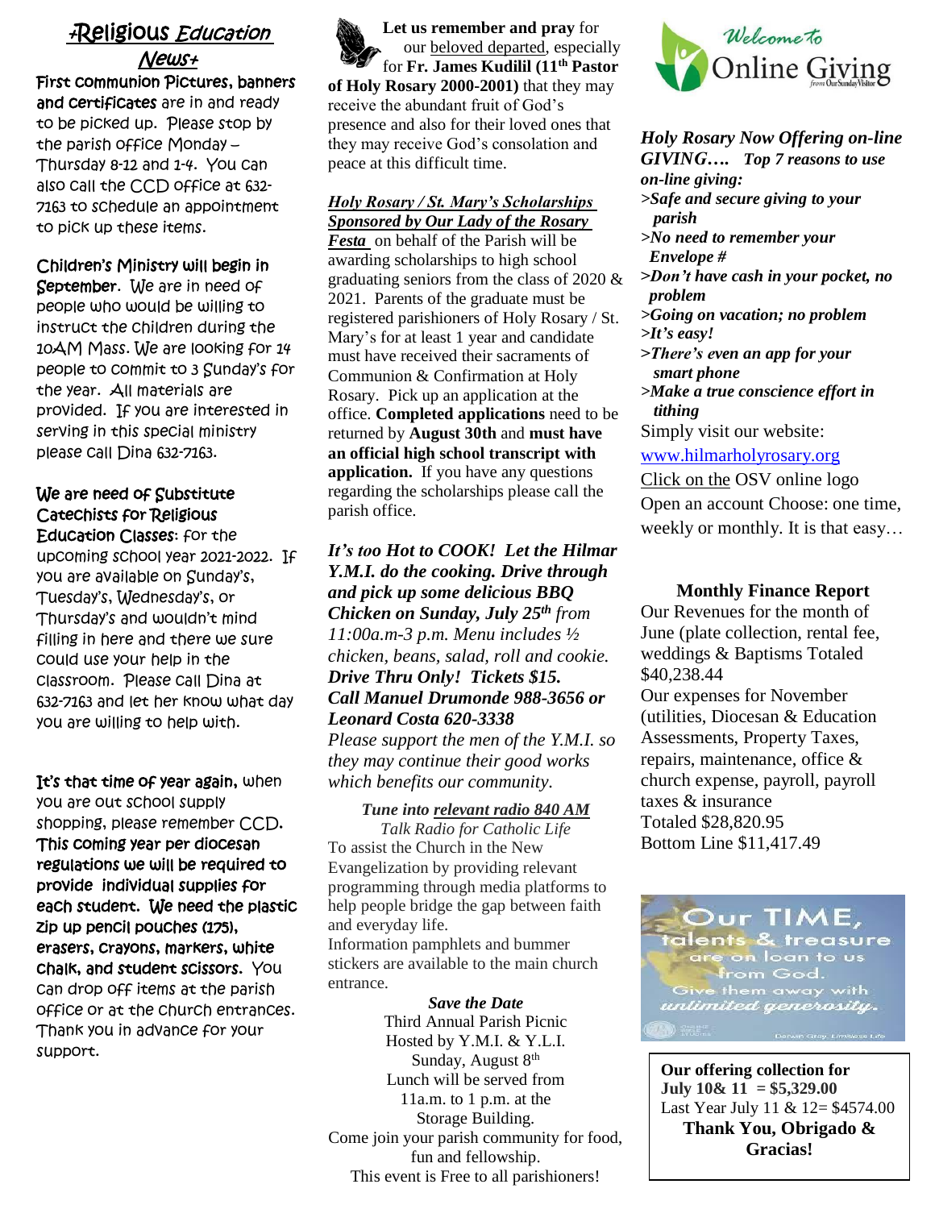# +Religious Education News+

**First communion pictures, banners and certificates** are in and ready to be picked up. Please stop by the parish office Monday – Thursday 8-12 and 1-4. You can also call the CCD office at 632-7163 to schedule an appointment to pick up these items.

**Children's Ministry will begin in September**. We are in need of people who would be willing to instruct the children during the 10AM Mass. We are looking for 14 people to commit to 3 Sunday's for the year. All materials are provided. If you are interested in serving in this special ministry please call Dina 632-7163.

**We are need of Substitute Catechists for Religious Education Classes**: for the upcoming school year 2021-2022. If you are available on Sunday's, Tuesday's, Wednesday's, or Thursday's and wouldn't mind filling in here and there we sure could use your help in the classroom. Please call Dina at 632-7163 and let her know what day you are willing to help with.

**It's that time of year again,** when you are out school supply shopping, please remember CCD. **This coming year per diocesan regulations we will be required to provide individual supplies for each student. We need the plastic zip up pencil pouches (175), erasers, crayons, markers, white chalk, and student scissors.** You can drop off items at the parish office or at the church entrances. Thank you in advance for your support.

**Let us remember and pray** for our beloved departed, especially for **Fr. James Kudilil (11th Pastor of Holy Rosary 2000-2001)** that they may receive the abundant fruit of God's presence and also for their loved ones that they may receive God's consolation and peace at this difficult time.

***Holy Rosary / St. Mary's Scholarships Sponsored by Our Lady of the Rosary Festa*** on behalf of the Parish will be awarding scholarships to high school graduating seniors from the class of 2020 & 2021. Parents of the graduate must be registered parishioners of Holy Rosary / St. Mary's for at least 1 year and candidate must have received their sacraments of Communion & Confirmation at Holy Rosary. Pick up an application at the office. **Completed applications** need to be returned by **August 30th** and **must have an official high school transcript with application.** If you have any questions regarding the scholarships please call the parish office.

***It's too Hot to COOK! Let the Hilmar Y.M.I. do the cooking. Drive through and pick up some delicious BBQ Chicken on Sunday, July 25th*** *from 11:00a.m-3 p.m. Menu includes ½ chicken, beans, salad, roll and cookie.* ***Drive Thru Only! Tickets $15. Call Manuel Drumonde 988-3656 or Leonard Costa 620-3338*** *Please support the men of the Y.M.I. so they may continue their good works which benefits our community.*

***Tune into relevant radio 840 AM***
*Talk Radio for Catholic Life*
To assist the Church in the New Evangelization by providing relevant programming through media platforms to help people bridge the gap between faith and everyday life.
Information pamphlets and bummer stickers are available to the main church entrance.

***Save the Date***
Third Annual Parish Picnic
Hosted by Y.M.I. & Y.L.I.
Sunday, August 8th
Lunch will be served from 11a.m. to 1 p.m. at the Storage Building.
Come join your parish community for food, fun and fellowship.
This event is Free to all parishioners!

Welcome to Online Giving

***Holy Rosary Now Offering on-line GIVING…. Top 7 reasons to use on-line giving:***

***>Safe and secure giving to your parish***
***>No need to remember your Envelope #***
***>Don't have cash in your pocket, no problem***
***>Going on vacation; no problem***
***>It's easy!***
***>There's even an app for your smart phone***
***>Make a true conscience effort in tithing***

Simply visit our website: www.hilmarholyrosary.org
Click on the OSV online logo
Open an account Choose: one time, weekly or monthly. It is that easy…

**Monthly Finance Report**
Our Revenues for the month of June (plate collection, rental fee, weddings & Baptisms Totaled $40,238.44
Our expenses for November (utilities, Diocesan & Education Assessments, Property Taxes, repairs, maintenance, office & church expense, payroll, payroll taxes & insurance
Totaled $28,820.95
Bottom Line $11,417.49

Our TIME, talents & treasure are on loan to us from God. Give them away with *unlimited generosity.*

**Our offering collection for July 10& 11 = $5,329.00**
Last Year July 11 & 12= $4574.00
**Thank You, Obrigado & Gracias!**